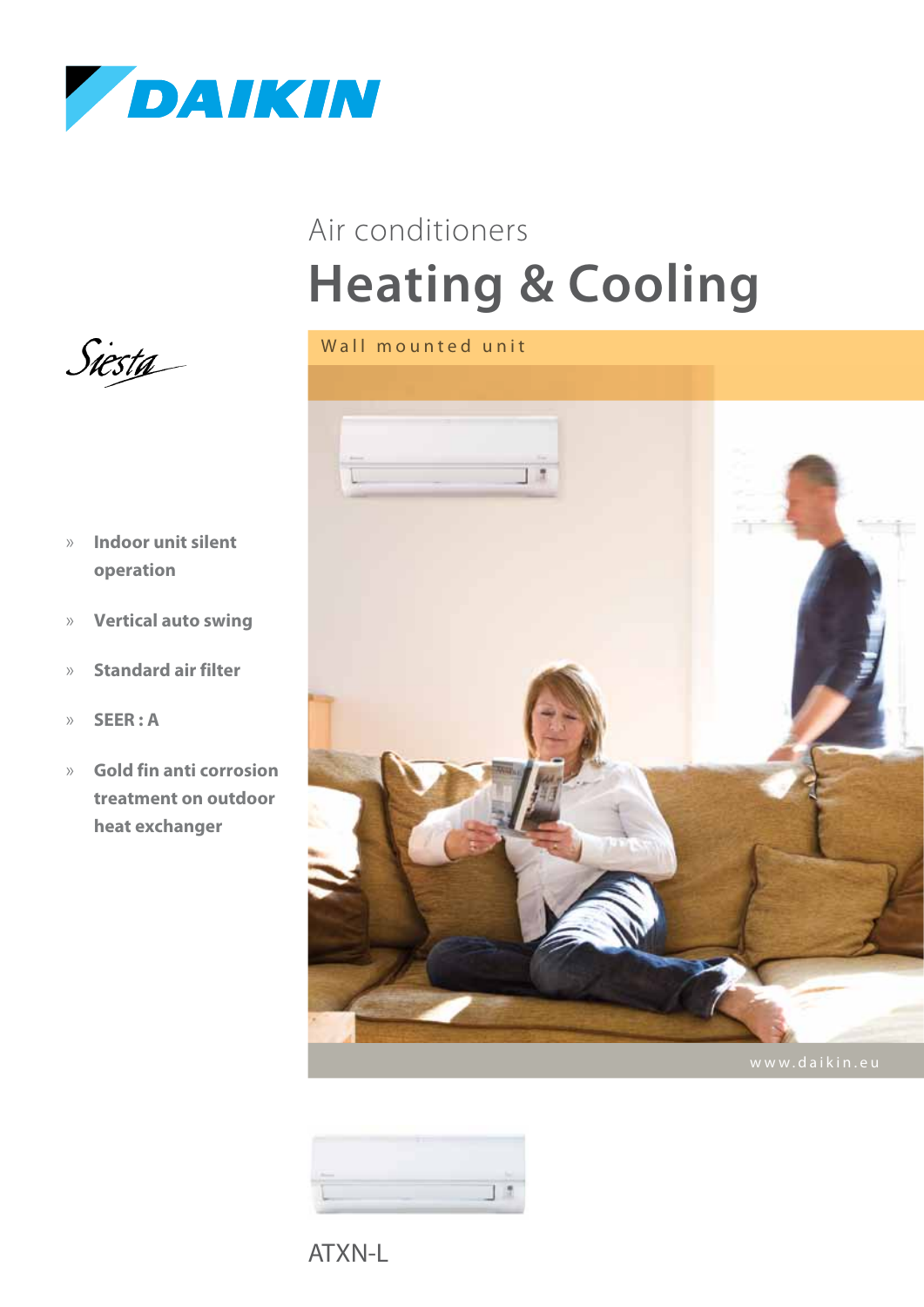DAIKIN

Air conditioners

# Heating & Cooling

Wall mounted unit

Siesta

- **Indoor unit silent operation**
- **Vertical auto swing**
- **Standard air filter**
- **SEER : A**
- **Gold fin anti corrosion treatment on outdoor heat exchanger**

www.daikin.eu

ATXN-L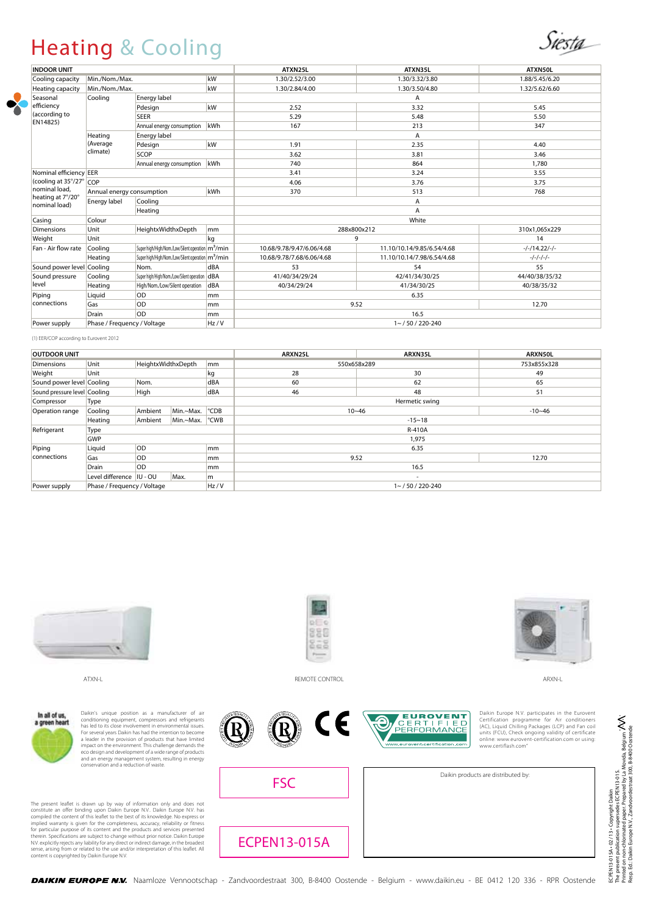# Heating & Cooling

Siesta

| INDOOR UNIT | | | | | ATXN25L | ATXN35L | ATXN50L |
|---|---|---|---|---|---|---|---|
| Cooling capacity | Min./Nom./Max. | | | kW | 1.30/2.52/3.00 | 1.30/3.32/3.80 | 1.88/5.45/6.20 |
| Heating capacity | Min./Nom./Max. | | | kW | 1.30/2.84/4.00 | 1.30/3.50/4.80 | 1.32/5.62/6.60 |
| Seasonal efficiency (according to EN14825) | Cooling | Energy label | | | A | | |
| | | Pdesign | | kW | 2.52 | 3.32 | 5.45 |
| | | SEER | | | 5.29 | 5.48 | 5.50 |
| | | Annual energy consumption | | kWh | 167 | 213 | 347 |
| | Heating (Average climate) | Energy label | | | A | | |
| | | Pdesign | | kW | 1.91 | 2.35 | 4.40 |
| | | SCOP | | | 3.62 | 3.81 | 3.46 |
| | | Annual energy consumption | | kWh | 740 | 864 | 1,780 |
| Nominal efficiency (cooling at 35°/27° nominal load, heating at 7°/20° nominal load) | EER | | | | 3.41 | 3.24 | 3.55 |
| | COP | | | | 4.06 | 3.76 | 3.75 |
| | Annual energy consumption | | | kWh | 370 | 513 | 768 |
| | Energy label | Cooling | | | A | | |
| | | Heating | | | A | | |
| Casing | Colour | | | | White | | |
| Dimensions | Unit | HeightxWidthxDepth | | mm | 288x800x212 | | 310x1,065x229 |
| Weight | Unit | | | kg | 9 | | 14 |
| Fan - Air flow rate | Cooling | Super high/High/Nom./Low/Silent operation | | m³/min | 10.68/9.78/9.47/6.06/4.68 | 11.10/10.14/9.85/6.54/4.68 | -/-/14.22/-/- |
| | Heating | Super high/High/Nom./Low/Silent operation | | m³/min | 10.68/9.78/7.68/6.06/4.68 | 11.10/10.14/7.98/6.54/4.68 | -/-/-/-/- |
| Sound power level | Cooling | Nom. | | dBA | 53 | 54 | 55 |
| Sound pressure level | Cooling | Super high/High/Nom./Low/Silent operation | | dBA | 41/40/34/29/24 | 42/41/34/30/25 | 44/40/38/35/32 |
| | Heating | High/Nom./Low/Silent operation | | dBA | 40/34/29/24 | 41/34/30/25 | 40/38/35/32 |
| Piping connections | Liquid | OD | | mm | 6.35 | | |
| | Gas | OD | | mm | 9.52 | | 12.70 |
| | Drain | OD | | mm | 16.5 | | |
| Power supply | Phase / Frequency / Voltage | | | Hz / V | 1~ / 50 / 220-240 | | |

(1) EER/COP according to Eurovent 2012

| OUTDOOR UNIT | | | | | ARXN25L | ARXN35L | ARXN50L |
|---|---|---|---|---|---|---|---|
| Dimensions | Unit | HeightxWidthxDepth | | mm | 550x658x289 | | 753x855x328 |
| Weight | Unit | | | kg | 28 | 30 | 49 |
| Sound power level | Cooling | Nom. | | dBA | 60 | 62 | 65 |
| Sound pressure level | Cooling | High | | dBA | 46 | 48 | 51 |
| Compressor | Type | | | | Hermetic swing | | |
| Operation range | Cooling | Ambient | Min.~Max. | °CDB | 10~46 | | -10~46 |
| | Heating | Ambient | Min.~Max. | °CWB | -15~18 | | |
| Refrigerant | Type | | | | R-410A | | |
| | GWP | | | | 1,975 | | |
| Piping connections | Liquid | OD | | mm | 6.35 | | |
| | Gas | OD | | mm | 9.52 | | 12.70 |
| | Drain | OD | | mm | 16.5 | | |
| | Level difference | IU - OU | Max. | m | - | | |
| Power supply | Phase / Frequency / Voltage | | | Hz / V | 1~ / 50 / 220-240 | | |

ATXN-L

REMOTE CONTROL

ARXN-L

In all of us, a green heart

Daikin's unique position as a manufacturer of air conditioning equipment, compressors and refrigerants has led to its close involvement in environmental issues. For several years Daikin has had the intention to become a leader in the provision of products that have limited impact on the environment. This challenge demands the eco design and development of a wide range of products and an energy management system, resulting in energy conservation and a reduction of waste.

The present leaflet is drawn up by way of information only and does not constitute an offer binding upon Daikin Europe N.V. Daikin Europe N.V. has compiled the content of this leaflet to the best of its knowledge. No express or implied warranty is given for the completeness, accuracy, reliability or fitness for particular purpose of its content and the products and services presented therein. Specifications are subject to change without prior notice. Daikin Europe N.V. explicitly rejects any liability for any direct or indirect damage, in the broadest sense, arising from or related to the use and/or interpretation of this leaflet. All content is copyrighted by Daikin Europe N.V.

EUROVENT CERTIFIED PERFORMANCE — www.eurovent-certification.com

Daikin Europe N.V. participates in the Eurovent Certification programme for Air conditioners (AC), Liquid Chilling Packages (LCP) and Fan coil units (FCU). Check ongoing validity of certificate online: www.eurovent-certification.com or using: www.certiflash.com"

FSC

ECPEN13-015A

Daikin products are distributed by:

ECPEN13-015A • 02 / 13 • Copyright Daikin
The present publication supersedes ECPEN13-015.
Printed on non-chlorinated paper. Prepared by La Movida, Belgium
Resp. Ed.: Daikin Europe N.V., Zandvoordestraat 300, B-8400 Oostende

**DAIKIN EUROPE N.V.** Naamloze Vennootschap - Zandvoordestraat 300, B-8400 Oostende - Belgium - www.daikin.eu - BE 0412 120 336 - RPR Oostende